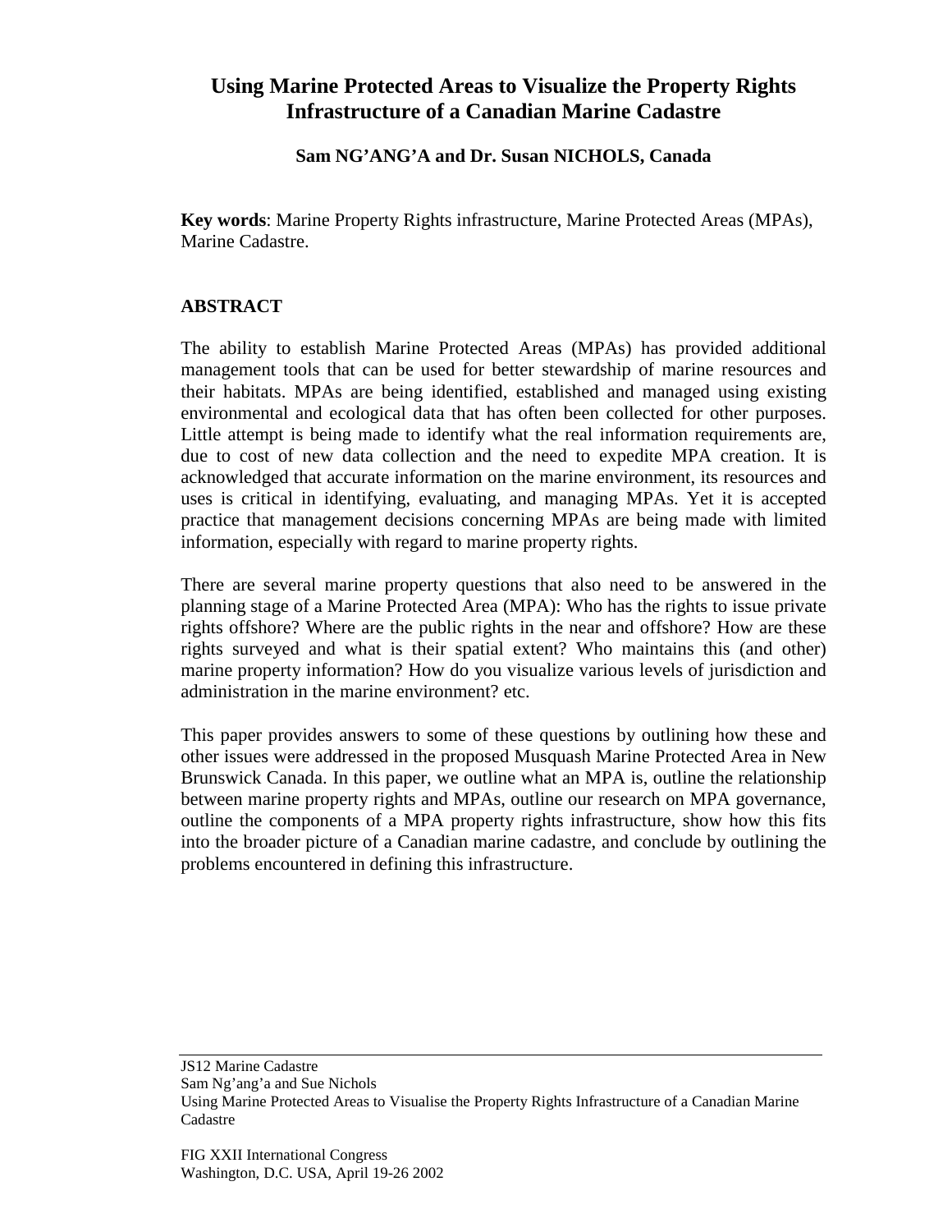# Using Marine Protected Areas to Visualize the Property Rights Infrastructure of a Canadian Marine Cadastre

**Sam NG'ANG'A and Dr. Susan NICHOLS, Canada**

**Key words**: Marine Property Rights infrastructure, Marine Protected Areas (MPAs), Marine Cadastre.

## ABSTRACT

The ability to establish Marine Protected Areas (MPAs) has provided additional management tools that can be used for better stewardship of marine resources and their habitats. MPAs are being identified, established and managed using existing environmental and ecological data that has often been collected for other purposes. Little attempt is being made to identify what the real information requirements are, due to cost of new data collection and the need to expedite MPA creation. It is acknowledged that accurate information on the marine environment, its resources and uses is critical in identifying, evaluating, and managing MPAs. Yet it is accepted practice that management decisions concerning MPAs are being made with limited information, especially with regard to marine property rights.

There are several marine property questions that also need to be answered in the planning stage of a Marine Protected Area (MPA): Who has the rights to issue private rights offshore? Where are the public rights in the near and offshore? How are these rights surveyed and what is their spatial extent? Who maintains this (and other) marine property information? How do you visualize various levels of jurisdiction and administration in the marine environment? etc.

This paper provides answers to some of these questions by outlining how these and other issues were addressed in the proposed Musquash Marine Protected Area in New Brunswick Canada. In this paper, we outline what an MPA is, outline the relationship between marine property rights and MPAs, outline our research on MPA governance, outline the components of a MPA property rights infrastructure, show how this fits into the broader picture of a Canadian marine cadastre, and conclude by outlining the problems encountered in defining this infrastructure.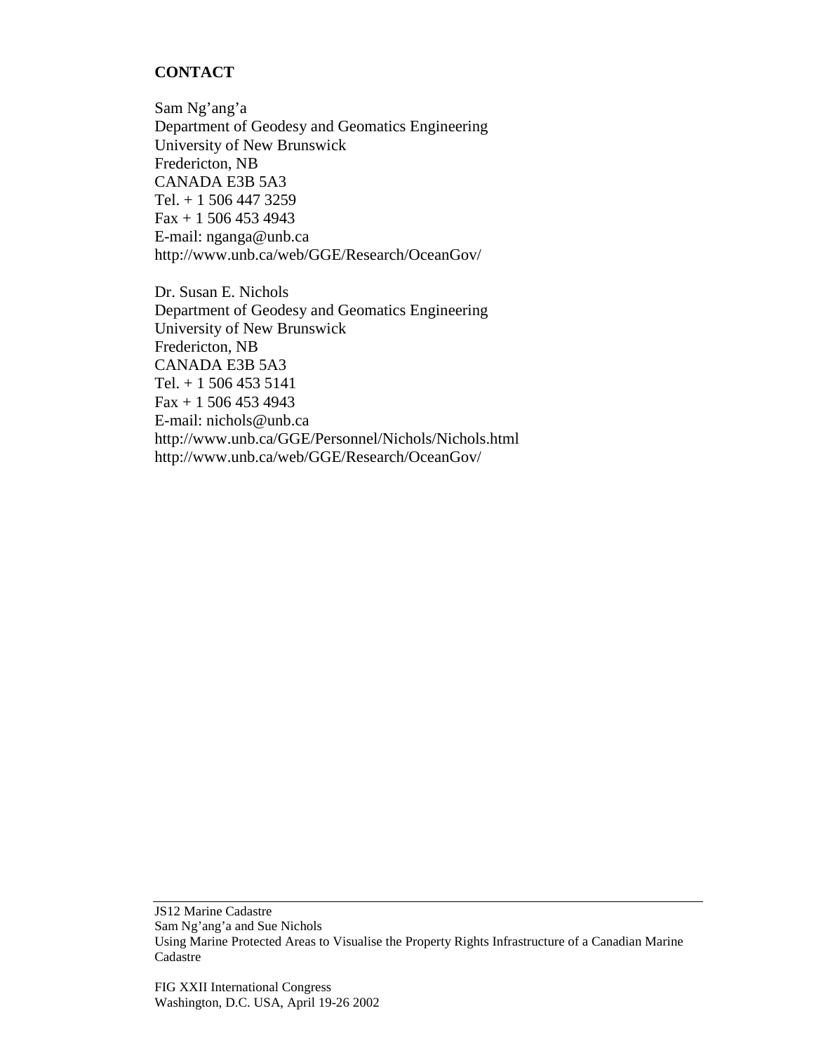**CONTACT**

Sam Ng'ang'a
Department of Geodesy and Geomatics Engineering
University of New Brunswick
Fredericton, NB
CANADA E3B 5A3
Tel. + 1 506 447 3259
Fax + 1 506 453 4943
E-mail: nganga@unb.ca
http://www.unb.ca/web/GGE/Research/OceanGov/

Dr. Susan E. Nichols
Department of Geodesy and Geomatics Engineering
University of New Brunswick
Fredericton, NB
CANADA E3B 5A3
Tel. + 1 506 453 5141
Fax + 1 506 453 4943
E-mail: nichols@unb.ca
http://www.unb.ca/GGE/Personnel/Nichols/Nichols.html
http://www.unb.ca/web/GGE/Research/OceanGov/